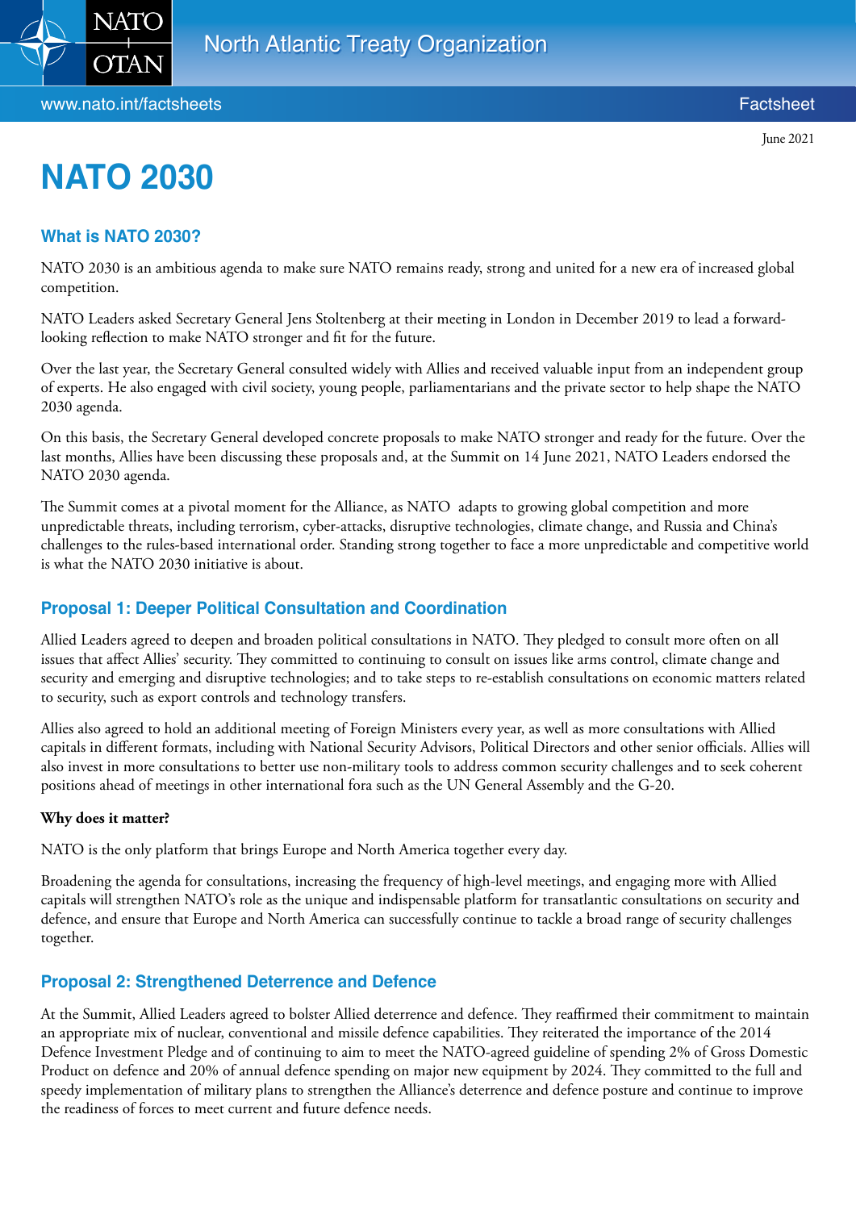June 2021

# NATO 2030

## What is NATO 2030?

NATO 2030 is an ambitious agenda to make sure NATO remains ready, strong and united for a new era of increased global competition.

NATO Leaders asked Secretary General Jens Stoltenberg at their meeting in London in December 2019 to lead a forward-looking reflection to make NATO stronger and fit for the future.

Over the last year, the Secretary General consulted widely with Allies and received valuable input from an independent group of experts. He also engaged with civil society, young people, parliamentarians and the private sector to help shape the NATO 2030 agenda.

On this basis, the Secretary General developed concrete proposals to make NATO stronger and ready for the future. Over the last months, Allies have been discussing these proposals and, at the Summit on 14 June 2021, NATO Leaders endorsed the NATO 2030 agenda.

The Summit comes at a pivotal moment for the Alliance, as NATO adapts to growing global competition and more unpredictable threats, including terrorism, cyber-attacks, disruptive technologies, climate change, and Russia and China's challenges to the rules-based international order. Standing strong together to face a more unpredictable and competitive world is what the NATO 2030 initiative is about.

## Proposal 1: Deeper Political Consultation and Coordination

Allied Leaders agreed to deepen and broaden political consultations in NATO. They pledged to consult more often on all issues that affect Allies' security. They committed to continuing to consult on issues like arms control, climate change and security and emerging and disruptive technologies; and to take steps to re-establish consultations on economic matters related to security, such as export controls and technology transfers.

Allies also agreed to hold an additional meeting of Foreign Ministers every year, as well as more consultations with Allied capitals in different formats, including with National Security Advisors, Political Directors and other senior officials. Allies will also invest in more consultations to better use non-military tools to address common security challenges and to seek coherent positions ahead of meetings in other international fora such as the UN General Assembly and the G-20.

**Why does it matter?**

NATO is the only platform that brings Europe and North America together every day.

Broadening the agenda for consultations, increasing the frequency of high-level meetings, and engaging more with Allied capitals will strengthen NATO's role as the unique and indispensable platform for transatlantic consultations on security and defence, and ensure that Europe and North America can successfully continue to tackle a broad range of security challenges together.

## Proposal 2: Strengthened Deterrence and Defence

At the Summit, Allied Leaders agreed to bolster Allied deterrence and defence. They reaffirmed their commitment to maintain an appropriate mix of nuclear, conventional and missile defence capabilities. They reiterated the importance of the 2014 Defence Investment Pledge and of continuing to aim to meet the NATO-agreed guideline of spending 2% of Gross Domestic Product on defence and 20% of annual defence spending on major new equipment by 2024. They committed to the full and speedy implementation of military plans to strengthen the Alliance's deterrence and defence posture and continue to improve the readiness of forces to meet current and future defence needs.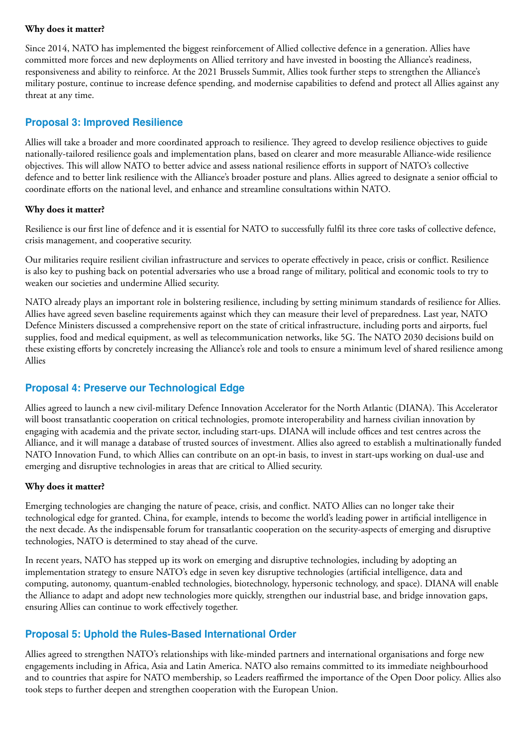**Why does it matter?**

Since 2014, NATO has implemented the biggest reinforcement of Allied collective defence in a generation. Allies have committed more forces and new deployments on Allied territory and have invested in boosting the Alliance's readiness, responsiveness and ability to reinforce. At the 2021 Brussels Summit, Allies took further steps to strengthen the Alliance's military posture, continue to increase defence spending, and modernise capabilities to defend and protect all Allies against any threat at any time.

## Proposal 3: Improved Resilience

Allies will take a broader and more coordinated approach to resilience. They agreed to develop resilience objectives to guide nationally-tailored resilience goals and implementation plans, based on clearer and more measurable Alliance-wide resilience objectives. This will allow NATO to better advice and assess national resilience efforts in support of NATO's collective defence and to better link resilience with the Alliance's broader posture and plans. Allies agreed to designate a senior official to coordinate efforts on the national level, and enhance and streamline consultations within NATO.

**Why does it matter?**

Resilience is our first line of defence and it is essential for NATO to successfully fulfil its three core tasks of collective defence, crisis management, and cooperative security.

Our militaries require resilient civilian infrastructure and services to operate effectively in peace, crisis or conflict. Resilience is also key to pushing back on potential adversaries who use a broad range of military, political and economic tools to try to weaken our societies and undermine Allied security.

NATO already plays an important role in bolstering resilience, including by setting minimum standards of resilience for Allies. Allies have agreed seven baseline requirements against which they can measure their level of preparedness. Last year, NATO Defence Ministers discussed a comprehensive report on the state of critical infrastructure, including ports and airports, fuel supplies, food and medical equipment, as well as telecommunication networks, like 5G. The NATO 2030 decisions build on these existing efforts by concretely increasing the Alliance's role and tools to ensure a minimum level of shared resilience among Allies

## Proposal 4: Preserve our Technological Edge

Allies agreed to launch a new civil-military Defence Innovation Accelerator for the North Atlantic (DIANA). This Accelerator will boost transatlantic cooperation on critical technologies, promote interoperability and harness civilian innovation by engaging with academia and the private sector, including start-ups. DIANA will include offices and test centres across the Alliance, and it will manage a database of trusted sources of investment. Allies also agreed to establish a multinationally funded NATO Innovation Fund, to which Allies can contribute on an opt-in basis, to invest in start-ups working on dual-use and emerging and disruptive technologies in areas that are critical to Allied security.

**Why does it matter?**

Emerging technologies are changing the nature of peace, crisis, and conflict. NATO Allies can no longer take their technological edge for granted. China, for example, intends to become the world's leading power in artificial intelligence in the next decade. As the indispensable forum for transatlantic cooperation on the security-aspects of emerging and disruptive technologies, NATO is determined to stay ahead of the curve.

In recent years, NATO has stepped up its work on emerging and disruptive technologies, including by adopting an implementation strategy to ensure NATO's edge in seven key disruptive technologies (artificial intelligence, data and computing, autonomy, quantum-enabled technologies, biotechnology, hypersonic technology, and space). DIANA will enable the Alliance to adapt and adopt new technologies more quickly, strengthen our industrial base, and bridge innovation gaps, ensuring Allies can continue to work effectively together.

## Proposal 5: Uphold the Rules-Based International Order

Allies agreed to strengthen NATO's relationships with like-minded partners and international organisations and forge new engagements including in Africa, Asia and Latin America. NATO also remains committed to its immediate neighbourhood and to countries that aspire for NATO membership, so Leaders reaffirmed the importance of the Open Door policy. Allies also took steps to further deepen and strengthen cooperation with the European Union.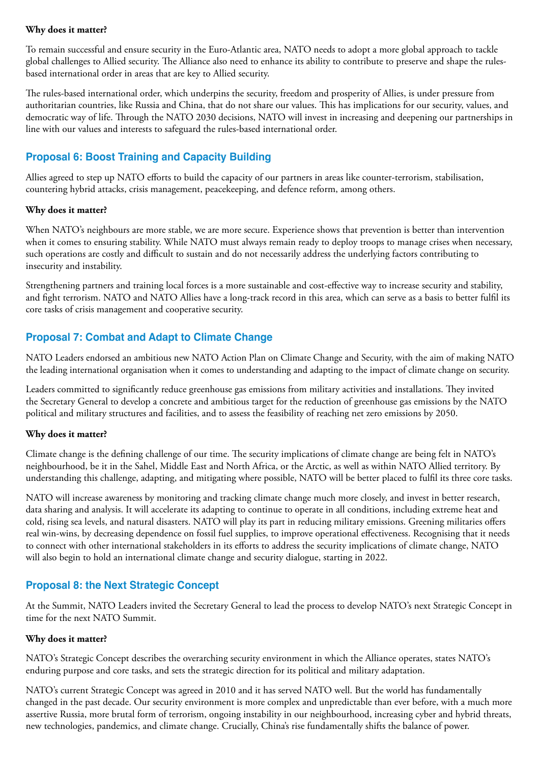**Why does it matter?**

To remain successful and ensure security in the Euro-Atlantic area, NATO needs to adopt a more global approach to tackle global challenges to Allied security. The Alliance also need to enhance its ability to contribute to preserve and shape the rules-based international order in areas that are key to Allied security.

The rules-based international order, which underpins the security, freedom and prosperity of Allies, is under pressure from authoritarian countries, like Russia and China, that do not share our values. This has implications for our security, values, and democratic way of life. Through the NATO 2030 decisions, NATO will invest in increasing and deepening our partnerships in line with our values and interests to safeguard the rules-based international order.

## Proposal 6: Boost Training and Capacity Building

Allies agreed to step up NATO efforts to build the capacity of our partners in areas like counter-terrorism, stabilisation, countering hybrid attacks, crisis management, peacekeeping, and defence reform, among others.

**Why does it matter?**

When NATO's neighbours are more stable, we are more secure. Experience shows that prevention is better than intervention when it comes to ensuring stability. While NATO must always remain ready to deploy troops to manage crises when necessary, such operations are costly and difficult to sustain and do not necessarily address the underlying factors contributing to insecurity and instability.

Strengthening partners and training local forces is a more sustainable and cost-effective way to increase security and stability, and fight terrorism. NATO and NATO Allies have a long-track record in this area, which can serve as a basis to better fulfil its core tasks of crisis management and cooperative security.

## Proposal 7: Combat and Adapt to Climate Change

NATO Leaders endorsed an ambitious new NATO Action Plan on Climate Change and Security, with the aim of making NATO the leading international organisation when it comes to understanding and adapting to the impact of climate change on security.

Leaders committed to significantly reduce greenhouse gas emissions from military activities and installations. They invited the Secretary General to develop a concrete and ambitious target for the reduction of greenhouse gas emissions by the NATO political and military structures and facilities, and to assess the feasibility of reaching net zero emissions by 2050.

**Why does it matter?**

Climate change is the defining challenge of our time. The security implications of climate change are being felt in NATO's neighbourhood, be it in the Sahel, Middle East and North Africa, or the Arctic, as well as within NATO Allied territory. By understanding this challenge, adapting, and mitigating where possible, NATO will be better placed to fulfil its three core tasks.

NATO will increase awareness by monitoring and tracking climate change much more closely, and invest in better research, data sharing and analysis. It will accelerate its adapting to continue to operate in all conditions, including extreme heat and cold, rising sea levels, and natural disasters. NATO will play its part in reducing military emissions. Greening militaries offers real win-wins, by decreasing dependence on fossil fuel supplies, to improve operational effectiveness. Recognising that it needs to connect with other international stakeholders in its efforts to address the security implications of climate change, NATO will also begin to hold an international climate change and security dialogue, starting in 2022.

## Proposal 8: the Next Strategic Concept

At the Summit, NATO Leaders invited the Secretary General to lead the process to develop NATO's next Strategic Concept in time for the next NATO Summit.

**Why does it matter?**

NATO's Strategic Concept describes the overarching security environment in which the Alliance operates, states NATO's enduring purpose and core tasks, and sets the strategic direction for its political and military adaptation.

NATO's current Strategic Concept was agreed in 2010 and it has served NATO well. But the world has fundamentally changed in the past decade. Our security environment is more complex and unpredictable than ever before, with a much more assertive Russia, more brutal form of terrorism, ongoing instability in our neighbourhood, increasing cyber and hybrid threats, new technologies, pandemics, and climate change. Crucially, China's rise fundamentally shifts the balance of power.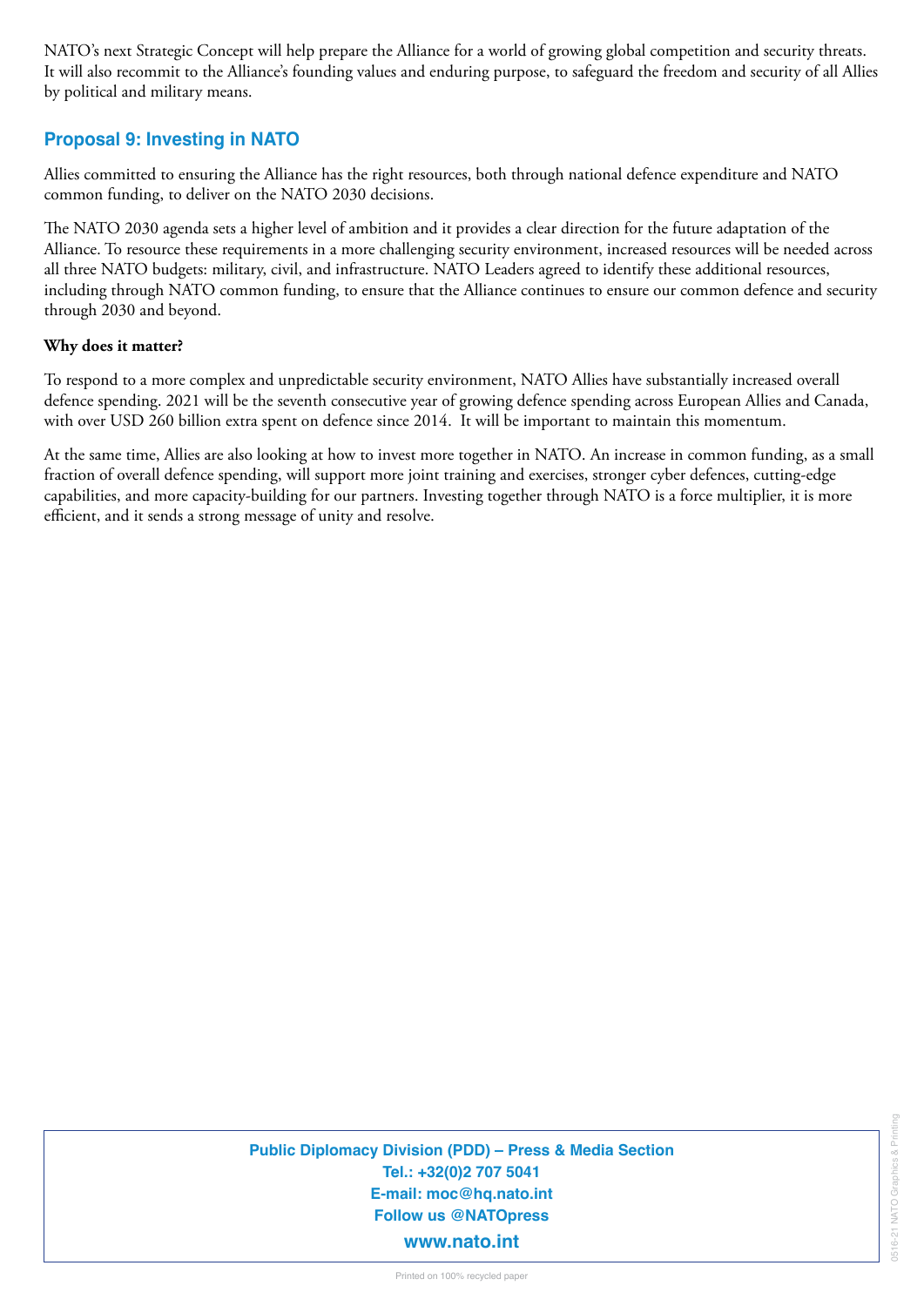NATO's next Strategic Concept will help prepare the Alliance for a world of growing global competition and security threats. It will also recommit to the Alliance's founding values and enduring purpose, to safeguard the freedom and security of all Allies by political and military means.

## Proposal 9: Investing in NATO

Allies committed to ensuring the Alliance has the right resources, both through national defence expenditure and NATO common funding, to deliver on the NATO 2030 decisions.

The NATO 2030 agenda sets a higher level of ambition and it provides a clear direction for the future adaptation of the Alliance. To resource these requirements in a more challenging security environment, increased resources will be needed across all three NATO budgets: military, civil, and infrastructure. NATO Leaders agreed to identify these additional resources, including through NATO common funding, to ensure that the Alliance continues to ensure our common defence and security through 2030 and beyond.

**Why does it matter?**

To respond to a more complex and unpredictable security environment, NATO Allies have substantially increased overall defence spending. 2021 will be the seventh consecutive year of growing defence spending across European Allies and Canada, with over USD 260 billion extra spent on defence since 2014. It will be important to maintain this momentum.

At the same time, Allies are also looking at how to invest more together in NATO. An increase in common funding, as a small fraction of overall defence spending, will support more joint training and exercises, stronger cyber defences, cutting-edge capabilities, and more capacity-building for our partners. Investing together through NATO is a force multiplier, it is more efficient, and it sends a strong message of unity and resolve.

**Public Diplomacy Division (PDD) – Press & Media Section**
**Tel.: +32(0)2 707 5041**
**E-mail: moc@hq.nato.int**
**Follow us @NATOpress**
**www.nato.int**

0516-21 NATO Graphics & Printing

Printed on 100% recycled paper